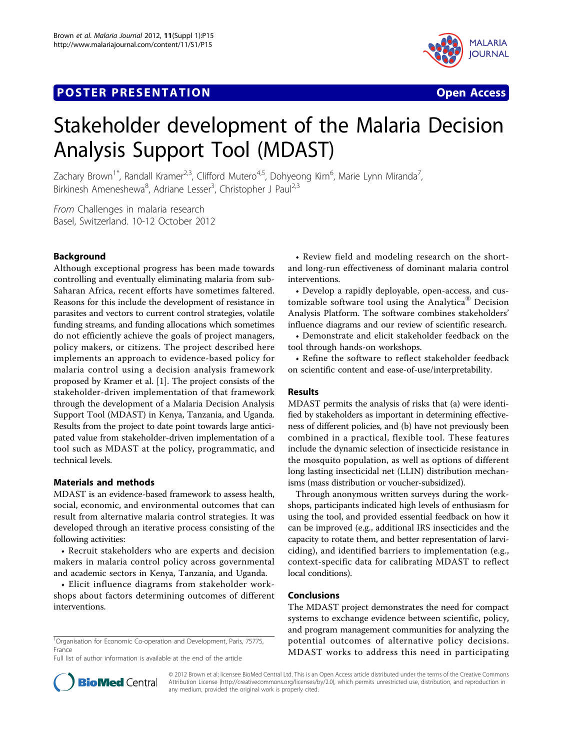POSTER PRESENTATION Open Access

# Stakeholder development of the Malaria Decision Analysis Support Tool (MDAST)

Zachary Brown[1*], Randall Kramer[2,3], Clifford Mutero[4,5], Dohyeong Kim[6], Marie Lynn Miranda[7], Birkinesh Ameneshewa[8], Adriane Lesser[3], Christopher J Paul[2,3]

*From* Challenges in malaria research
Basel, Switzerland. 10-12 October 2012

## Background

Although exceptional progress has been made towards controlling and eventually eliminating malaria from sub-Saharan Africa, recent efforts have sometimes faltered. Reasons for this include the development of resistance in parasites and vectors to current control strategies, volatile funding streams, and funding allocations which sometimes do not efficiently achieve the goals of project managers, policy makers, or citizens. The project described here implements an approach to evidence-based policy for malaria control using a decision analysis framework proposed by Kramer et al. [1]. The project consists of the stakeholder-driven implementation of that framework through the development of a Malaria Decision Analysis Support Tool (MDAST) in Kenya, Tanzania, and Uganda. Results from the project to date point towards large anticipated value from stakeholder-driven implementation of a tool such as MDAST at the policy, programmatic, and technical levels.

## Materials and methods

MDAST is an evidence-based framework to assess health, social, economic, and environmental outcomes that can result from alternative malaria control strategies. It was developed through an iterative process consisting of the following activities:

- Recruit stakeholders who are experts and decision makers in malaria control policy across governmental and academic sectors in Kenya, Tanzania, and Uganda.
- Elicit influence diagrams from stakeholder workshops about factors determining outcomes of different interventions.
- Review field and modeling research on the short- and long-run effectiveness of dominant malaria control interventions.
- Develop a rapidly deployable, open-access, and customizable software tool using the Analytica® Decision Analysis Platform. The software combines stakeholders' influence diagrams and our review of scientific research.
- Demonstrate and elicit stakeholder feedback on the tool through hands-on workshops.
- Refine the software to reflect stakeholder feedback on scientific content and ease-of-use/interpretability.

## Results

MDAST permits the analysis of risks that (a) were identified by stakeholders as important in determining effectiveness of different policies, and (b) have not previously been combined in a practical, flexible tool. These features include the dynamic selection of insecticide resistance in the mosquito population, as well as options of different long lasting insecticidal net (LLIN) distribution mechanisms (mass distribution or voucher-subsidized).

Through anonymous written surveys during the workshops, participants indicated high levels of enthusiasm for using the tool, and provided essential feedback on how it can be improved (e.g., additional IRS insecticides and the capacity to rotate them, and better representation of larviciding), and identified barriers to implementation (e.g., context-specific data for calibrating MDAST to reflect local conditions).

## Conclusions

The MDAST project demonstrates the need for compact systems to exchange evidence between scientific, policy, and program management communities for analyzing the potential outcomes of alternative policy decisions. MDAST works to address this need in participating

[1]Organisation for Economic Co-operation and Development, Paris, 75775, France
Full list of author information is available at the end of the article

© 2012 Brown et al; licensee BioMed Central Ltd. This is an Open Access article distributed under the terms of the Creative Commons Attribution License (http://creativecommons.org/licenses/by/2.0), which permits unrestricted use, distribution, and reproduction in any medium, provided the original work is properly cited.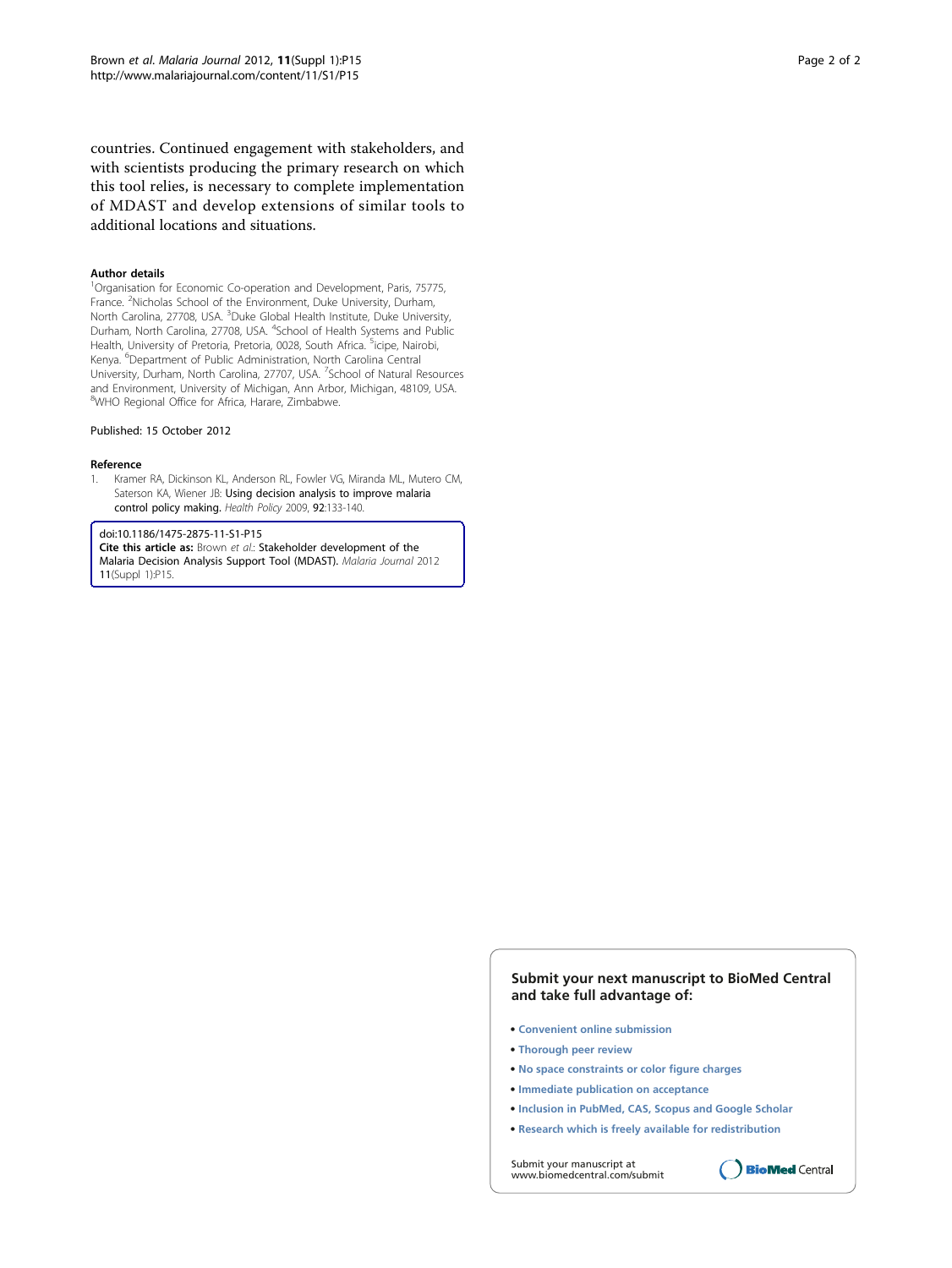countries. Continued engagement with stakeholders, and with scientists producing the primary research on which this tool relies, is necessary to complete implementation of MDAST and develop extensions of similar tools to additional locations and situations.

#### Author details

[1]Organisation for Economic Co-operation and Development, Paris, 75775, France. [2]Nicholas School of the Environment, Duke University, Durham, North Carolina, 27708, USA. [3]Duke Global Health Institute, Duke University, Durham, North Carolina, 27708, USA. [4]School of Health Systems and Public Health, University of Pretoria, Pretoria, 0028, South Africa. [5]icipe, Nairobi, Kenya. [6]Department of Public Administration, North Carolina Central University, Durham, North Carolina, 27707, USA. [7]School of Natural Resources and Environment, University of Michigan, Ann Arbor, Michigan, 48109, USA. [8]WHO Regional Office for Africa, Harare, Zimbabwe.

Published: 15 October 2012

#### Reference

1. Kramer RA, Dickinson KL, Anderson RL, Fowler VG, Miranda ML, Mutero CM, Saterson KA, Wiener JB: **Using decision analysis to improve malaria control policy making.** *Health Policy* 2009, **92**:133-140.

doi:10.1186/1475-2875-11-S1-P15
**Cite this article as:** Brown *et al.*: Stakeholder development of the Malaria Decision Analysis Support Tool (MDAST). *Malaria Journal* 2012 **11**(Suppl 1):P15.

**Submit your next manuscript to BioMed Central and take full advantage of:**

- Convenient online submission
- Thorough peer review
- No space constraints or color figure charges
- Immediate publication on acceptance
- Inclusion in PubMed, CAS, Scopus and Google Scholar
- Research which is freely available for redistribution

Submit your manuscript at www.biomedcentral.com/submit

BioMed Central